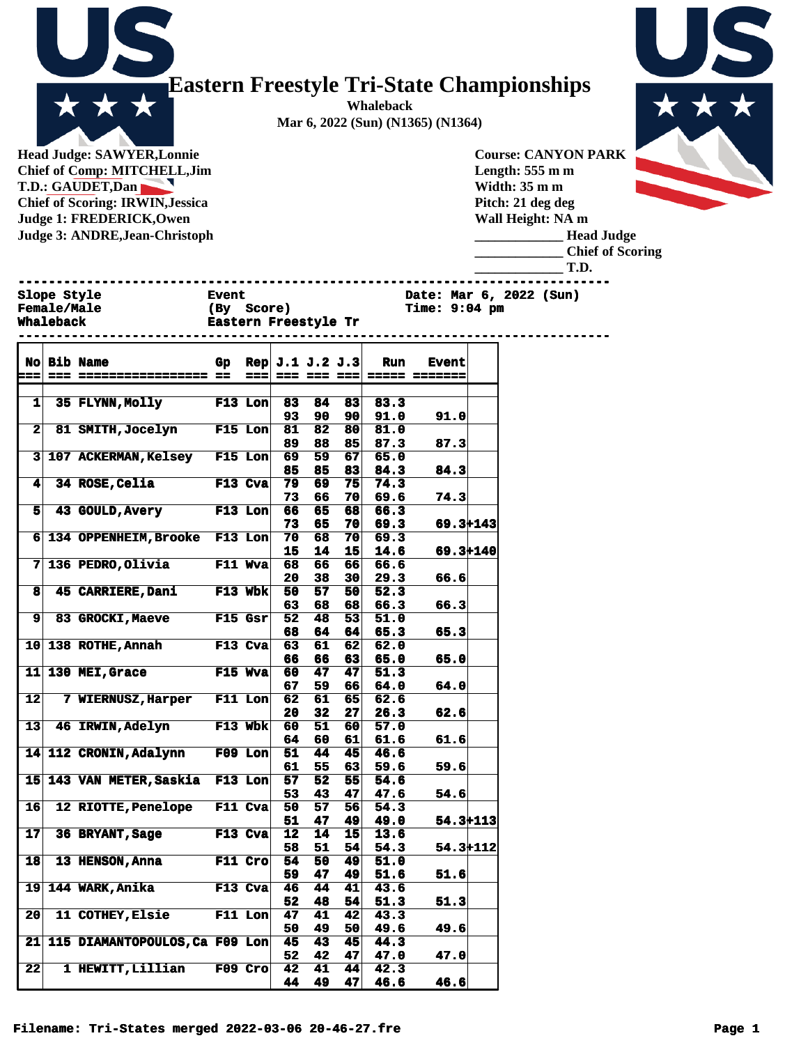# Eastern Freestyle Tri-State Championships

**Whaleback**
**Mar 6, 2022 (Sun) (N1365) (N1364)**

**Head Judge: SAWYER,Lonnie**
**Chief of Comp: MITCHELL,Jim**
**T.D.: GAUDET,Dan**
**Chief of Scoring: IRWIN,Jessica**
**Judge 1: FREDERICK,Owen**
**Judge 3: ANDRE,Jean-Christoph**

**Course: CANYON PARK**
**Length: 555 m m**
**Width: 35 m m**
**Pitch: 21 deg deg**
**Wall Height: NA m**
**_____________ Head Judge**
**_____________ Chief of Scoring**
**_____________ T.D.**

```
Slope Style          Event                  Date: Mar 6, 2022 (Sun)
Female/Male          (By  Score)            Time: 9:04 pm
Whaleback            Eastern Freestyle Tr
```

| No | Bib | Name | Gp | Rep | J.1 | J.2 | J.3 | Run | Event | |
|---|---|---|---|---|---|---|---|---|---|---|
| 1 | 35 | FLYNN,Molly | F13 | Lon | 83 | 84 | 83 | 83.3 | | |
| | | | | | 93 | 90 | 90 | 91.0 | 91.0 | |
| 2 | 81 | SMITH,Jocelyn | F15 | Lon | 81 | 82 | 80 | 81.0 | | |
| | | | | | 89 | 88 | 85 | 87.3 | 87.3 | |
| 3 | 107 | ACKERMAN,Kelsey | F15 | Lon | 69 | 59 | 67 | 65.0 | | |
| | | | | | 85 | 85 | 83 | 84.3 | 84.3 | |
| 4 | 34 | ROSE,Celia | F13 | Cva | 79 | 69 | 75 | 74.3 | | |
| | | | | | 73 | 66 | 70 | 69.6 | 74.3 | |
| 5 | 43 | GOULD,Avery | F13 | Lon | 66 | 65 | 68 | 66.3 | | |
| | | | | | 73 | 65 | 70 | 69.3 | 69.3 | +143 |
| 6 | 134 | OPPENHEIM,Brooke | F13 | Lon | 70 | 68 | 70 | 69.3 | | |
| | | | | | 15 | 14 | 15 | 14.6 | 69.3 | +140 |
| 7 | 136 | PEDRO,Olivia | F11 | Wva | 68 | 66 | 66 | 66.6 | | |
| | | | | | 20 | 38 | 30 | 29.3 | 66.6 | |
| 8 | 45 | CARRIERE,Dani | F13 | Wbk | 50 | 57 | 50 | 52.3 | | |
| | | | | | 63 | 68 | 68 | 66.3 | 66.3 | |
| 9 | 83 | GROCKI,Maeve | F15 | Gsr | 52 | 48 | 53 | 51.0 | | |
| | | | | | 68 | 64 | 64 | 65.3 | 65.3 | |
| 10 | 138 | ROTHE,Annah | F13 | Cva | 63 | 61 | 62 | 62.0 | | |
| | | | | | 66 | 66 | 63 | 65.0 | 65.0 | |
| 11 | 130 | MEI,Grace | F15 | Wva | 60 | 47 | 47 | 51.3 | | |
| | | | | | 67 | 59 | 66 | 64.0 | 64.0 | |
| 12 | 7 | WIERNUSZ,Harper | F11 | Lon | 62 | 61 | 65 | 62.6 | | |
| | | | | | 20 | 32 | 27 | 26.3 | 62.6 | |
| 13 | 46 | IRWIN,Adelyn | F13 | Wbk | 60 | 51 | 60 | 57.0 | | |
| | | | | | 64 | 60 | 61 | 61.6 | 61.6 | |
| 14 | 112 | CRONIN,Adalynn | F09 | Lon | 51 | 44 | 45 | 46.6 | | |
| | | | | | 61 | 55 | 63 | 59.6 | 59.6 | |
| 15 | 143 | VAN METER,Saskia | F13 | Lon | 57 | 52 | 55 | 54.6 | | |
| | | | | | 53 | 43 | 47 | 47.6 | 54.6 | |
| 16 | 12 | RIOTTE,Penelope | F11 | Cva | 50 | 57 | 56 | 54.3 | | |
| | | | | | 51 | 47 | 49 | 49.0 | 54.3 | +113 |
| 17 | 36 | BRYANT,Sage | F13 | Cva | 12 | 14 | 15 | 13.6 | | |
| | | | | | 58 | 51 | 54 | 54.3 | 54.3 | +112 |
| 18 | 13 | HENSON,Anna | F11 | Cro | 54 | 50 | 49 | 51.0 | | |
| | | | | | 59 | 47 | 49 | 51.6 | 51.6 | |
| 19 | 144 | WARK,Anika | F13 | Cva | 46 | 44 | 41 | 43.6 | | |
| | | | | | 52 | 48 | 54 | 51.3 | 51.3 | |
| 20 | 11 | COTHEY,Elsie | F11 | Lon | 47 | 41 | 42 | 43.3 | | |
| | | | | | 50 | 49 | 50 | 49.6 | 49.6 | |
| 21 | 115 | DIAMANTOPOULOS,Ca | F09 | Lon | 45 | 43 | 45 | 44.3 | | |
| | | | | | 52 | 42 | 47 | 47.0 | 47.0 | |
| 22 | 1 | HEWITT,Lillian | F09 | Cro | 42 | 41 | 44 | 42.3 | | |
| | | | | | 44 | 49 | 47 | 46.6 | 46.6 | |

**Filename: Tri-States merged 2022-03-06 20-46-27.fre**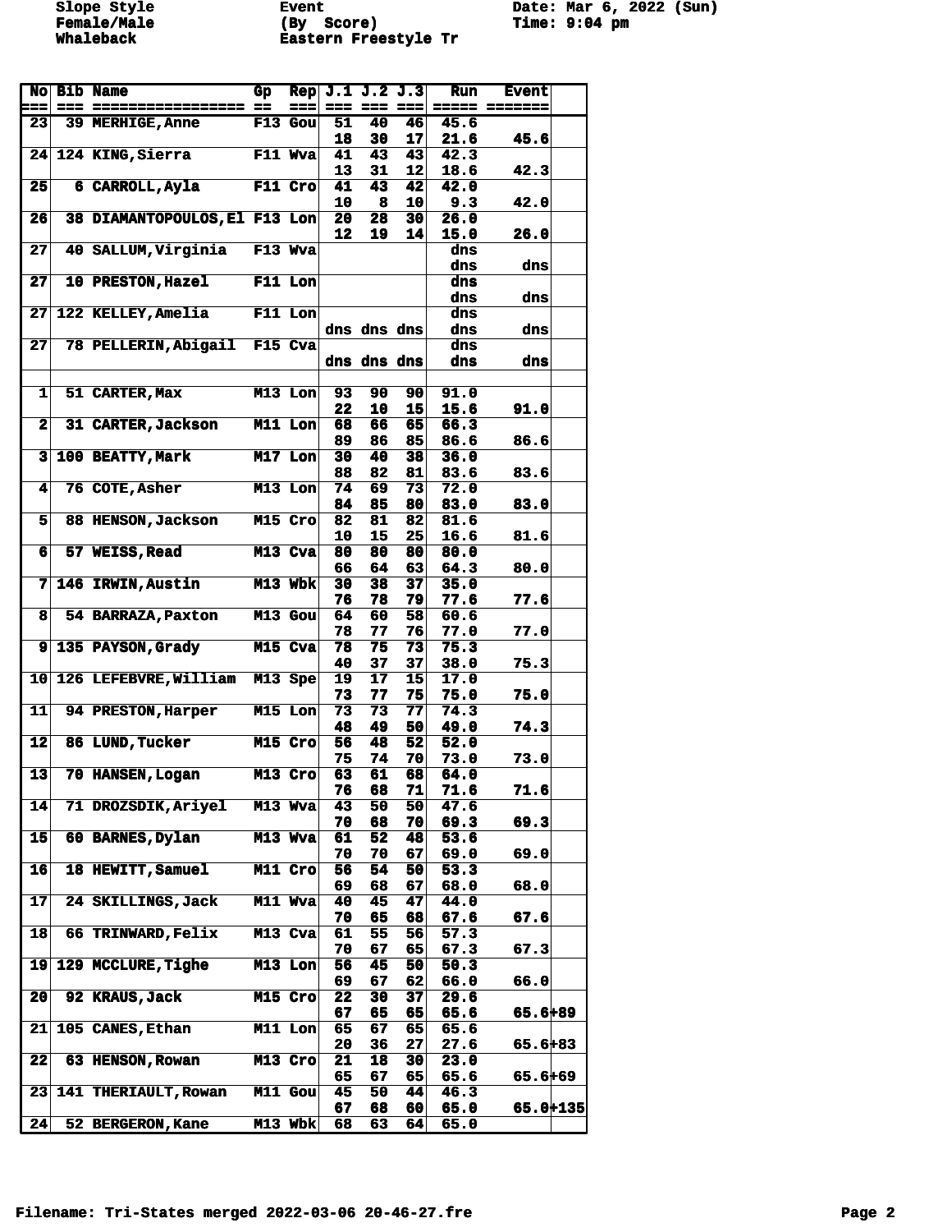Slope Style
Female/Male
Whaleback

Event
(By Score)
Eastern Freestyle Tr

Date: Mar 6, 2022 (Sun)
Time: 9:04 pm

| No | Bib | Name | Gp | Rep | J.1 | J.2 | J.3 | Run | Event | |
|---|---|---|---|---|---|---|---|---|---|---|
| 23 | 39 | MERHIGE, Anne | F13 | Gou | 51 | 40 | 46 | 45.6 | | |
| | | | | | 18 | 30 | 17 | 21.6 | 45.6 | |
| 24 | 124 | KING, Sierra | F11 | Wva | 41 | 43 | 43 | 42.3 | | |
| | | | | | 13 | 31 | 12 | 18.6 | 42.3 | |
| 25 | 6 | CARROLL, Ayla | F11 | Cro | 41 | 43 | 42 | 42.0 | | |
| | | | | | 10 | 8 | 10 | 9.3 | 42.0 | |
| 26 | 38 | DIAMANTOPOULOS, El | F13 | Lon | 20 | 28 | 30 | 26.0 | | |
| | | | | | 12 | 19 | 14 | 15.0 | 26.0 | |
| 27 | 40 | SALLUM, Virginia | F13 | Wva | | | | dns | | |
| | | | | | | | | dns | dns | |
| 27 | 10 | PRESTON, Hazel | F11 | Lon | | | | dns | | |
| | | | | | | | | dns | dns | |
| 27 | 122 | KELLEY, Amelia | F11 | Lon | | | | dns | | |
| | | | | | dns | dns | dns | dns | dns | |
| 27 | 78 | PELLERIN, Abigail | F15 | Cva | | | | dns | | |
| | | | | | dns | dns | dns | dns | dns | |
| | | | | | | | | | | |
| 1 | 51 | CARTER, Max | M13 | Lon | 93 | 90 | 90 | 91.0 | | |
| | | | | | 22 | 10 | 15 | 15.6 | 91.0 | |
| 2 | 31 | CARTER, Jackson | M11 | Lon | 68 | 66 | 65 | 66.3 | | |
| | | | | | 89 | 86 | 85 | 86.6 | 86.6 | |
| 3 | 100 | BEATTY, Mark | M17 | Lon | 30 | 40 | 38 | 36.0 | | |
| | | | | | 88 | 82 | 81 | 83.6 | 83.6 | |
| 4 | 76 | COTE, Asher | M13 | Lon | 74 | 69 | 73 | 72.0 | | |
| | | | | | 84 | 85 | 80 | 83.0 | 83.0 | |
| 5 | 88 | HENSON, Jackson | M15 | Cro | 82 | 81 | 82 | 81.6 | | |
| | | | | | 10 | 15 | 25 | 16.6 | 81.6 | |
| 6 | 57 | WEISS, Read | M13 | Cva | 80 | 80 | 80 | 80.0 | | |
| | | | | | 66 | 64 | 63 | 64.3 | 80.0 | |
| 7 | 146 | IRWIN, Austin | M13 | Wbk | 30 | 38 | 37 | 35.0 | | |
| | | | | | 76 | 78 | 79 | 77.6 | 77.6 | |
| 8 | 54 | BARRAZA, Paxton | M13 | Gou | 64 | 60 | 58 | 60.6 | | |
| | | | | | 78 | 77 | 76 | 77.0 | 77.0 | |
| 9 | 135 | PAYSON, Grady | M15 | Cva | 78 | 75 | 73 | 75.3 | | |
| | | | | | 40 | 37 | 37 | 38.0 | 75.3 | |
| 10 | 126 | LEFEBVRE, William | M13 | Spe | 19 | 17 | 15 | 17.0 | | |
| | | | | | 73 | 77 | 75 | 75.0 | 75.0 | |
| 11 | 94 | PRESTON, Harper | M15 | Lon | 73 | 73 | 77 | 74.3 | | |
| | | | | | 48 | 49 | 50 | 49.0 | 74.3 | |
| 12 | 86 | LUND, Tucker | M15 | Cro | 56 | 48 | 52 | 52.0 | | |
| | | | | | 75 | 74 | 70 | 73.0 | 73.0 | |
| 13 | 70 | HANSEN, Logan | M13 | Cro | 63 | 61 | 68 | 64.0 | | |
| | | | | | 76 | 68 | 71 | 71.6 | 71.6 | |
| 14 | 71 | DROZSDIK, Ariyel | M13 | Wva | 43 | 50 | 50 | 47.6 | | |
| | | | | | 70 | 68 | 70 | 69.3 | 69.3 | |
| 15 | 60 | BARNES, Dylan | M13 | Wva | 61 | 52 | 48 | 53.6 | | |
| | | | | | 70 | 70 | 67 | 69.0 | 69.0 | |
| 16 | 18 | HEWITT, Samuel | M11 | Cro | 56 | 54 | 50 | 53.3 | | |
| | | | | | 69 | 68 | 67 | 68.0 | 68.0 | |
| 17 | 24 | SKILLINGS, Jack | M11 | Wva | 40 | 45 | 47 | 44.0 | | |
| | | | | | 70 | 65 | 68 | 67.6 | 67.6 | |
| 18 | 66 | TRINWARD, Felix | M13 | Cva | 61 | 55 | 56 | 57.3 | | |
| | | | | | 70 | 67 | 65 | 67.3 | 67.3 | |
| 19 | 129 | MCCLURE, Tighe | M13 | Lon | 56 | 45 | 50 | 50.3 | | |
| | | | | | 69 | 67 | 62 | 66.0 | 66.0 | |
| 20 | 92 | KRAUS, Jack | M15 | Cro | 22 | 30 | 37 | 29.6 | | |
| | | | | | 67 | 65 | 65 | 65.6 | 65.6 | +89 |
| 21 | 105 | CANES, Ethan | M11 | Lon | 65 | 67 | 65 | 65.6 | | |
| | | | | | 20 | 36 | 27 | 27.6 | 65.6 | +83 |
| 22 | 63 | HENSON, Rowan | M13 | Cro | 21 | 18 | 30 | 23.0 | | |
| | | | | | 65 | 67 | 65 | 65.6 | 65.6 | +69 |
| 23 | 141 | THERIAULT, Rowan | M11 | Gou | 45 | 50 | 44 | 46.3 | | |
| | | | | | 67 | 68 | 60 | 65.0 | 65.0 | +135 |
| 24 | 52 | BERGERON, Kane | M13 | Wbk | 68 | 63 | 64 | 65.0 | | |

Filename: Tri-States merged 2022-03-06 20-46-27.fre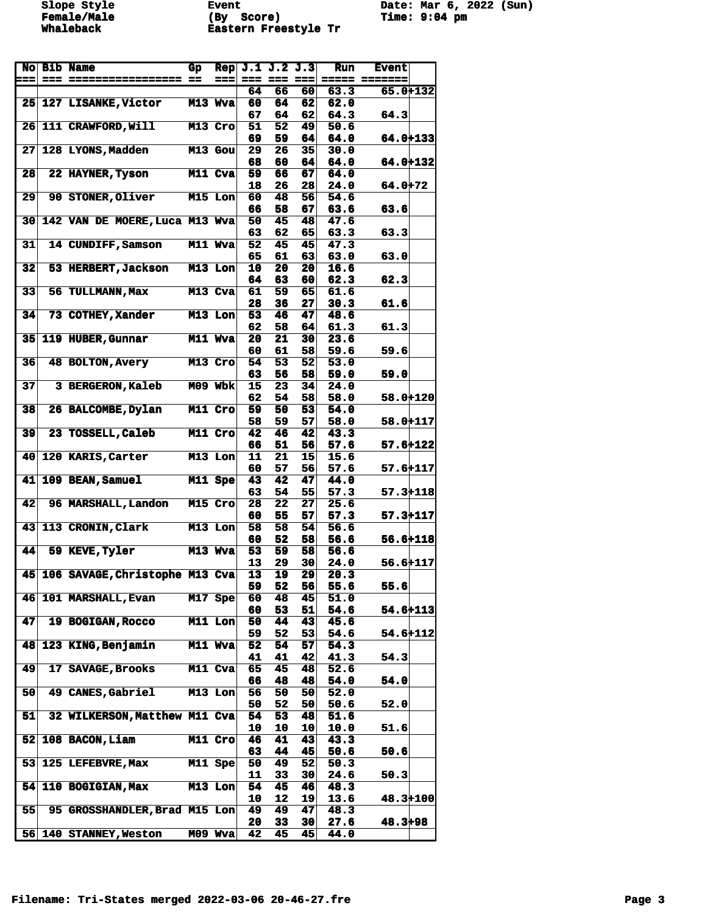Slope Style
Female/Male
Whaleback

Event
(By Score)
Eastern Freestyle Tr

Date: Mar 6, 2022 (Sun)
Time: 9:04 pm

| No | Bib | Name | Gp | Rep | J.1 | J.2 | J.3 | Run | Event | |
|---|---|---|---|---|---|---|---|---|---|---|
| | | | | | 64 | 66 | 60 | 63.3 | 65.0 | +132 |
| 25 | 127 | LISANKE,Victor | M13 | Wva | 60 | 64 | 62 | 62.0 | | |
| | | | | | 67 | 64 | 62 | 64.3 | 64.3 | |
| 26 | 111 | CRAWFORD,Will | M13 | Cro | 51 | 52 | 49 | 50.6 | | |
| | | | | | 69 | 59 | 64 | 64.0 | 64.0 | +133 |
| 27 | 128 | LYONS,Madden | M13 | Gou | 29 | 26 | 35 | 30.0 | | |
| | | | | | 68 | 60 | 64 | 64.0 | 64.0 | +132 |
| 28 | 22 | HAYNER,Tyson | M11 | Cva | 59 | 66 | 67 | 64.0 | | |
| | | | | | 18 | 26 | 28 | 24.0 | 64.0 | +72 |
| 29 | 90 | STONER,Oliver | M15 | Lon | 60 | 48 | 56 | 54.6 | | |
| | | | | | 66 | 58 | 67 | 63.6 | 63.6 | |
| 30 | 142 | VAN DE MOERE,Luca | M13 | Wva | 50 | 45 | 48 | 47.6 | | |
| | | | | | 63 | 62 | 65 | 63.3 | 63.3 | |
| 31 | 14 | CUNDIFF,Samson | M11 | Wva | 52 | 45 | 45 | 47.3 | | |
| | | | | | 65 | 61 | 63 | 63.0 | 63.0 | |
| 32 | 53 | HERBERT,Jackson | M13 | Lon | 10 | 20 | 20 | 16.6 | | |
| | | | | | 64 | 63 | 60 | 62.3 | 62.3 | |
| 33 | 56 | TULLMANN,Max | M13 | Cva | 61 | 59 | 65 | 61.6 | | |
| | | | | | 28 | 36 | 27 | 30.3 | 61.6 | |
| 34 | 73 | COTHEY,Xander | M13 | Lon | 53 | 46 | 47 | 48.6 | | |
| | | | | | 62 | 58 | 64 | 61.3 | 61.3 | |
| 35 | 119 | HUBER,Gunnar | M11 | Wva | 20 | 21 | 30 | 23.6 | | |
| | | | | | 60 | 61 | 58 | 59.6 | 59.6 | |
| 36 | 48 | BOLTON,Avery | M13 | Cro | 54 | 53 | 52 | 53.0 | | |
| | | | | | 63 | 56 | 58 | 59.0 | 59.0 | |
| 37 | 3 | BERGERON,Kaleb | M09 | Wbk | 15 | 23 | 34 | 24.0 | | |
| | | | | | 62 | 54 | 58 | 58.0 | 58.0 | +120 |
| 38 | 26 | BALCOMBE,Dylan | M11 | Cro | 59 | 50 | 53 | 54.0 | | |
| | | | | | 58 | 59 | 57 | 58.0 | 58.0 | +117 |
| 39 | 23 | TOSSELL,Caleb | M11 | Cro | 42 | 46 | 42 | 43.3 | | |
| | | | | | 66 | 51 | 56 | 57.6 | 57.6 | +122 |
| 40 | 120 | KARIS,Carter | M13 | Lon | 11 | 21 | 15 | 15.6 | | |
| | | | | | 60 | 57 | 56 | 57.6 | 57.6 | +117 |
| 41 | 109 | BEAN,Samuel | M11 | Spe | 43 | 42 | 47 | 44.0 | | |
| | | | | | 63 | 54 | 55 | 57.3 | 57.3 | +118 |
| 42 | 96 | MARSHALL,Landon | M15 | Cro | 28 | 22 | 27 | 25.6 | | |
| | | | | | 60 | 55 | 57 | 57.3 | 57.3 | +117 |
| 43 | 113 | CRONIN,Clark | M13 | Lon | 58 | 58 | 54 | 56.6 | | |
| | | | | | 60 | 52 | 58 | 56.6 | 56.6 | +118 |
| 44 | 59 | KEVE,Tyler | M13 | Wva | 53 | 59 | 58 | 56.6 | | |
| | | | | | 13 | 29 | 30 | 24.0 | 56.6 | +117 |
| 45 | 106 | SAVAGE,Christophe | M13 | Cva | 13 | 19 | 29 | 20.3 | | |
| | | | | | 59 | 52 | 56 | 55.6 | 55.6 | |
| 46 | 101 | MARSHALL,Evan | M17 | Spe | 60 | 48 | 45 | 51.0 | | |
| | | | | | 60 | 53 | 51 | 54.6 | 54.6 | +113 |
| 47 | 19 | BOGIGAN,Rocco | M11 | Lon | 50 | 44 | 43 | 45.6 | | |
| | | | | | 59 | 52 | 53 | 54.6 | 54.6 | +112 |
| 48 | 123 | KING,Benjamin | M11 | Wva | 52 | 54 | 57 | 54.3 | | |
| | | | | | 41 | 41 | 42 | 41.3 | 54.3 | |
| 49 | 17 | SAVAGE,Brooks | M11 | Cva | 65 | 45 | 48 | 52.6 | | |
| | | | | | 66 | 48 | 48 | 54.0 | 54.0 | |
| 50 | 49 | CANES,Gabriel | M13 | Lon | 56 | 50 | 50 | 52.0 | | |
| | | | | | 50 | 52 | 50 | 50.6 | 52.0 | |
| 51 | 32 | WILKERSON,Matthew | M11 | Cva | 54 | 53 | 48 | 51.6 | | |
| | | | | | 10 | 10 | 10 | 10.0 | 51.6 | |
| 52 | 108 | BACON,Liam | M11 | Cro | 46 | 41 | 43 | 43.3 | | |
| | | | | | 63 | 44 | 45 | 50.6 | 50.6 | |
| 53 | 125 | LEFEBVRE,Max | M11 | Spe | 50 | 49 | 52 | 50.3 | | |
| | | | | | 11 | 33 | 30 | 24.6 | 50.3 | |
| 54 | 110 | BOGIGIAN,Max | M13 | Lon | 54 | 45 | 46 | 48.3 | | |
| | | | | | 10 | 12 | 19 | 13.6 | 48.3 | +100 |
| 55 | 95 | GROSSHANDLER,Brad | M15 | Lon | 49 | 49 | 47 | 48.3 | | |
| | | | | | 20 | 33 | 30 | 27.6 | 48.3 | +98 |
| 56 | 140 | STANNEY,Weston | M09 | Wva | 42 | 45 | 45 | 44.0 | | |

Filename: Tri-States merged 2022-03-06 20-46-27.fre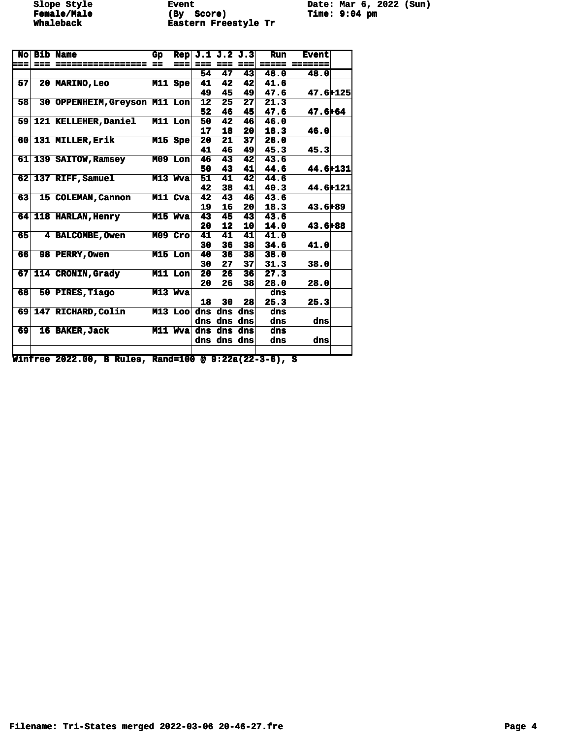Slope Style　　Event　　Date: Mar 6, 2022 (Sun)
Female/Male　　(By Score)　　Time: 9:04 pm
Whaleback　　Eastern Freestyle Tr

| No | Bib | Name | Gp | Rep | J.1 | J.2 | J.3 | Run | Event | |
|---|---|---|---|---|---|---|---|---|---|---|
| | | | | | 54 | 47 | 43 | 48.0 | 48.0 | |
| 57 | 20 | MARINO,Leo | M11 | Spe | 41 | 42 | 42 | 41.6 | | |
| | | | | | 49 | 45 | 49 | 47.6 | 47.6 | +125 |
| 58 | 30 | OPPENHEIM,Greyson | M11 | Lon | 12 | 25 | 27 | 21.3 | | |
| | | | | | 52 | 46 | 45 | 47.6 | 47.6 | +64 |
| 59 | 121 | KELLEHER,Daniel | M11 | Lon | 50 | 42 | 46 | 46.0 | | |
| | | | | | 17 | 18 | 20 | 18.3 | 46.0 | |
| 60 | 131 | MILLER,Erik | M15 | Spe | 20 | 21 | 37 | 26.0 | | |
| | | | | | 41 | 46 | 49 | 45.3 | 45.3 | |
| 61 | 139 | SAITOW,Ramsey | M09 | Lon | 46 | 43 | 42 | 43.6 | | |
| | | | | | 50 | 43 | 41 | 44.6 | 44.6 | +131 |
| 62 | 137 | RIFF,Samuel | M13 | Wva | 51 | 41 | 42 | 44.6 | | |
| | | | | | 42 | 38 | 41 | 40.3 | 44.6 | +121 |
| 63 | 15 | COLEMAN,Cannon | M11 | Cva | 42 | 43 | 46 | 43.6 | | |
| | | | | | 19 | 16 | 20 | 18.3 | 43.6 | +89 |
| 64 | 118 | HARLAN,Henry | M15 | Wva | 43 | 45 | 43 | 43.6 | | |
| | | | | | 20 | 12 | 10 | 14.0 | 43.6 | +88 |
| 65 | 4 | BALCOMBE,Owen | M09 | Cro | 41 | 41 | 41 | 41.0 | | |
| | | | | | 30 | 36 | 38 | 34.6 | 41.0 | |
| 66 | 98 | PERRY,Owen | M15 | Lon | 40 | 36 | 38 | 38.0 | | |
| | | | | | 30 | 27 | 37 | 31.3 | 38.0 | |
| 67 | 114 | CRONIN,Grady | M11 | Lon | 20 | 26 | 36 | 27.3 | | |
| | | | | | 20 | 26 | 38 | 28.0 | 28.0 | |
| 68 | 50 | PIRES,Tiago | M13 | Wva | | | | dns | | |
| | | | | | 18 | 30 | 28 | 25.3 | 25.3 | |
| 69 | 147 | RICHARD,Colin | M13 | Loo | dns | dns | dns | dns | | |
| | | | | | dns | dns | dns | dns | dns | |
| 69 | 16 | BAKER,Jack | M11 | Wva | dns | dns | dns | dns | | |
| | | | | | dns | dns | dns | dns | dns | |

Winfree 2022.00, B Rules, Rand=100 @ 9:22a(22-3-6), S

Filename: Tri-States merged 2022-03-06 20-46-27.fre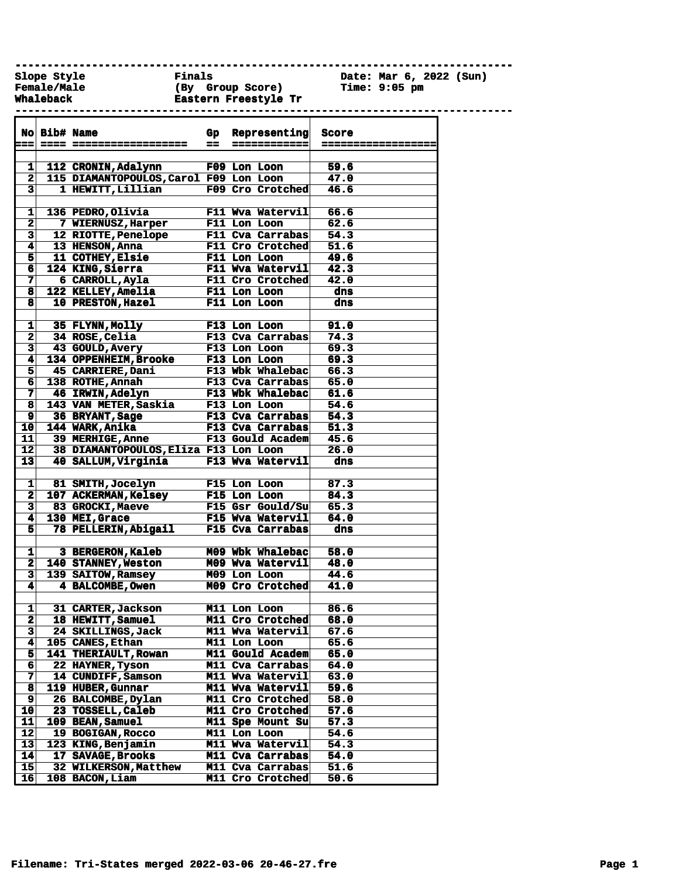Slope Style — Finals — Date: Mar 6, 2022 (Sun)
Female/Male — (By Group Score) — Time: 9:05 pm
Whaleback — Eastern Freestyle Tr

| No | Bib# | Name | Gp | Representing | Score |
|---|---|---|---|---|---|
| 1 | 112 | CRONIN,Adalynn | F09 | Lon Loon | 59.6 |
| 2 | 115 | DIAMANTOPOULOS,Carol | F09 | Lon Loon | 47.0 |
| 3 | 1 | HEWITT,Lillian | F09 | Cro Crotched | 46.6 |
| | | | | | |
| 1 | 136 | PEDRO,Olivia | F11 | Wva Watervil | 66.6 |
| 2 | 7 | WIERNUSZ,Harper | F11 | Lon Loon | 62.6 |
| 3 | 12 | RIOTTE,Penelope | F11 | Cva Carrabas | 54.3 |
| 4 | 13 | HENSON,Anna | F11 | Cro Crotched | 51.6 |
| 5 | 11 | COTHEY,Elsie | F11 | Lon Loon | 49.6 |
| 6 | 124 | KING,Sierra | F11 | Wva Watervil | 42.3 |
| 7 | 6 | CARROLL,Ayla | F11 | Cro Crotched | 42.0 |
| 8 | 122 | KELLEY,Amelia | F11 | Lon Loon | dns |
| 8 | 10 | PRESTON,Hazel | F11 | Lon Loon | dns |
| | | | | | |
| 1 | 35 | FLYNN,Molly | F13 | Lon Loon | 91.0 |
| 2 | 34 | ROSE,Celia | F13 | Cva Carrabas | 74.3 |
| 3 | 43 | GOULD,Avery | F13 | Lon Loon | 69.3 |
| 4 | 134 | OPPENHEIM,Brooke | F13 | Lon Loon | 69.3 |
| 5 | 45 | CARRIERE,Dani | F13 | Wbk Whalebac | 66.3 |
| 6 | 138 | ROTHE,Annah | F13 | Cva Carrabas | 65.0 |
| 7 | 46 | IRWIN,Adelyn | F13 | Wbk Whalebac | 61.6 |
| 8 | 143 | VAN METER,Saskia | F13 | Lon Loon | 54.6 |
| 9 | 36 | BRYANT,Sage | F13 | Cva Carrabas | 54.3 |
| 10 | 144 | WARK,Anika | F13 | Cva Carrabas | 51.3 |
| 11 | 39 | MERHIGE,Anne | F13 | Gould Academ | 45.6 |
| 12 | 38 | DIAMANTOPOULOS,Eliza | F13 | Lon Loon | 26.0 |
| 13 | 40 | SALLUM,Virginia | F13 | Wva Watervil | dns |
| | | | | | |
| 1 | 81 | SMITH,Jocelyn | F15 | Lon Loon | 87.3 |
| 2 | 107 | ACKERMAN,Kelsey | F15 | Lon Loon | 84.3 |
| 3 | 83 | GROCKI,Maeve | F15 | Gsr Gould/Su | 65.3 |
| 4 | 130 | MEI,Grace | F15 | Wva Watervil | 64.0 |
| 5 | 78 | PELLERIN,Abigail | F15 | Cva Carrabas | dns |
| | | | | | |
| 1 | 3 | BERGERON,Kaleb | M09 | Wbk Whalebac | 58.0 |
| 2 | 140 | STANNEY,Weston | M09 | Wva Watervil | 48.0 |
| 3 | 139 | SAITOW,Ramsey | M09 | Lon Loon | 44.6 |
| 4 | 4 | BALCOMBE,Owen | M09 | Cro Crotched | 41.0 |
| | | | | | |
| 1 | 31 | CARTER,Jackson | M11 | Lon Loon | 86.6 |
| 2 | 18 | HEWITT,Samuel | M11 | Cro Crotched | 68.0 |
| 3 | 24 | SKILLINGS,Jack | M11 | Wva Watervil | 67.6 |
| 4 | 105 | CANES,Ethan | M11 | Lon Loon | 65.6 |
| 5 | 141 | THERIAULT,Rowan | M11 | Gould Academ | 65.0 |
| 6 | 22 | HAYNER,Tyson | M11 | Cva Carrabas | 64.0 |
| 7 | 14 | CUNDIFF,Samson | M11 | Wva Watervil | 63.0 |
| 8 | 119 | HUBER,Gunnar | M11 | Wva Watervil | 59.6 |
| 9 | 26 | BALCOMBE,Dylan | M11 | Cro Crotched | 58.0 |
| 10 | 23 | TOSSELL,Caleb | M11 | Cro Crotched | 57.6 |
| 11 | 109 | BEAN,Samuel | M11 | Spe Mount Su | 57.3 |
| 12 | 19 | BOGIGAN,Rocco | M11 | Lon Loon | 54.6 |
| 13 | 123 | KING,Benjamin | M11 | Wva Watervil | 54.3 |
| 14 | 17 | SAVAGE,Brooks | M11 | Cva Carrabas | 54.0 |
| 15 | 32 | WILKERSON,Matthew | M11 | Cva Carrabas | 51.6 |
| 16 | 108 | BACON,Liam | M11 | Cro Crotched | 50.6 |

Filename: Tri-States merged 2022-03-06 20-46-27.fre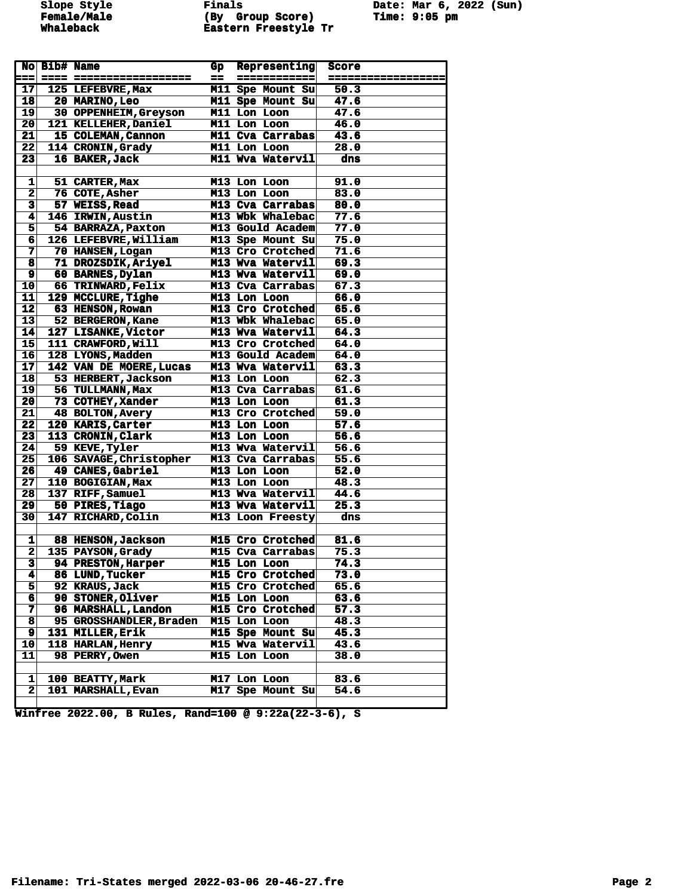Slope Style | Finals | Date: Mar 6, 2022 (Sun)
Female/Male | (By Group Score) | Time: 9:05 pm
Whaleback | Eastern Freestyle Tr

| No | Bib# | Name | Gp | Representing | Score |
|---|---|---|---|---|---|
| 17 | 125 | LEFEBVRE,Max | M11 | Spe Mount Su | 50.3 |
| 18 | 20 | MARINO,Leo | M11 | Spe Mount Su | 47.6 |
| 19 | 30 | OPPENHEIM,Greyson | M11 | Lon Loon | 47.6 |
| 20 | 121 | KELLEHER,Daniel | M11 | Lon Loon | 46.0 |
| 21 | 15 | COLEMAN,Cannon | M11 | Cva Carrabas | 43.6 |
| 22 | 114 | CRONIN,Grady | M11 | Lon Loon | 28.0 |
| 23 | 16 | BAKER,Jack | M11 | Wva Watervil | dns |
| | | | | | |
| 1 | 51 | CARTER,Max | M13 | Lon Loon | 91.0 |
| 2 | 76 | COTE,Asher | M13 | Lon Loon | 83.0 |
| 3 | 57 | WEISS,Read | M13 | Cva Carrabas | 80.0 |
| 4 | 146 | IRWIN,Austin | M13 | Wbk Whalebac | 77.6 |
| 5 | 54 | BARRAZA,Paxton | M13 | Gould Academ | 77.0 |
| 6 | 126 | LEFEBVRE,William | M13 | Spe Mount Su | 75.0 |
| 7 | 70 | HANSEN,Logan | M13 | Cro Crotched | 71.6 |
| 8 | 71 | DROZSDIK,Ariyel | M13 | Wva Watervil | 69.3 |
| 9 | 60 | BARNES,Dylan | M13 | Wva Watervil | 69.0 |
| 10 | 66 | TRINWARD,Felix | M13 | Cva Carrabas | 67.3 |
| 11 | 129 | MCCLURE,Tighe | M13 | Lon Loon | 66.0 |
| 12 | 63 | HENSON,Rowan | M13 | Cro Crotched | 65.6 |
| 13 | 52 | BERGERON,Kane | M13 | Wbk Whalebac | 65.0 |
| 14 | 127 | LISANKE,Victor | M13 | Wva Watervil | 64.3 |
| 15 | 111 | CRAWFORD,Will | M13 | Cro Crotched | 64.0 |
| 16 | 128 | LYONS,Madden | M13 | Gould Academ | 64.0 |
| 17 | 142 | VAN DE MOERE,Lucas | M13 | Wva Watervil | 63.3 |
| 18 | 53 | HERBERT,Jackson | M13 | Lon Loon | 62.3 |
| 19 | 56 | TULLMANN,Max | M13 | Cva Carrabas | 61.6 |
| 20 | 73 | COTHEY,Xander | M13 | Lon Loon | 61.3 |
| 21 | 48 | BOLTON,Avery | M13 | Cro Crotched | 59.0 |
| 22 | 120 | KARIS,Carter | M13 | Lon Loon | 57.6 |
| 23 | 113 | CRONIN,Clark | M13 | Lon Loon | 56.6 |
| 24 | 59 | KEVE,Tyler | M13 | Wva Watervil | 56.6 |
| 25 | 106 | SAVAGE,Christopher | M13 | Cva Carrabas | 55.6 |
| 26 | 49 | CANES,Gabriel | M13 | Lon Loon | 52.0 |
| 27 | 110 | BOGIGIAN,Max | M13 | Lon Loon | 48.3 |
| 28 | 137 | RIFF,Samuel | M13 | Wva Watervil | 44.6 |
| 29 | 50 | PIRES,Tiago | M13 | Wva Watervil | 25.3 |
| 30 | 147 | RICHARD,Colin | M13 | Loon Freesty | dns |
| | | | | | |
| 1 | 88 | HENSON,Jackson | M15 | Cro Crotched | 81.6 |
| 2 | 135 | PAYSON,Grady | M15 | Cva Carrabas | 75.3 |
| 3 | 94 | PRESTON,Harper | M15 | Lon Loon | 74.3 |
| 4 | 86 | LUND,Tucker | M15 | Cro Crotched | 73.0 |
| 5 | 92 | KRAUS,Jack | M15 | Cro Crotched | 65.6 |
| 6 | 90 | STONER,Oliver | M15 | Lon Loon | 63.6 |
| 7 | 96 | MARSHALL,Landon | M15 | Cro Crotched | 57.3 |
| 8 | 95 | GROSSHANDLER,Braden | M15 | Lon Loon | 48.3 |
| 9 | 131 | MILLER,Erik | M15 | Spe Mount Su | 45.3 |
| 10 | 118 | HARLAN,Henry | M15 | Wva Watervil | 43.6 |
| 11 | 98 | PERRY,Owen | M15 | Lon Loon | 38.0 |
| | | | | | |
| 1 | 100 | BEATTY,Mark | M17 | Lon Loon | 83.6 |
| 2 | 101 | MARSHALL,Evan | M17 | Spe Mount Su | 54.6 |

Winfree 2022.00, B Rules, Rand=100 @ 9:22a(22-3-6), S

Filename: Tri-States merged 2022-03-06 20-46-27.fre